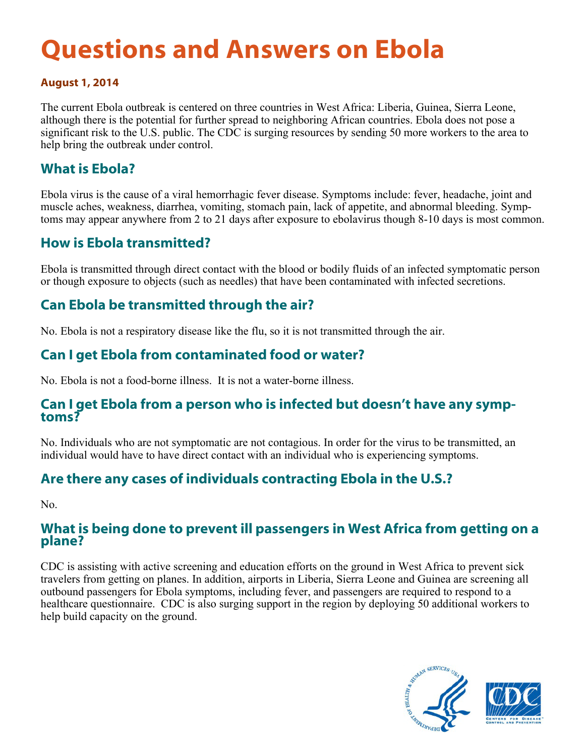# Questions and Answers on Ebola

**August 1, 2014**

The current Ebola outbreak is centered on three countries in West Africa: Liberia, Guinea, Sierra Leone, although there is the potential for further spread to neighboring African countries. Ebola does not pose a significant risk to the U.S. public. The CDC is surging resources by sending 50 more workers to the area to help bring the outbreak under control.

## What is Ebola?

Ebola virus is the cause of a viral hemorrhagic fever disease. Symptoms include: fever, headache, joint and muscle aches, weakness, diarrhea, vomiting, stomach pain, lack of appetite, and abnormal bleeding. Symptoms may appear anywhere from 2 to 21 days after exposure to ebolavirus though 8-10 days is most common.

## How is Ebola transmitted?

Ebola is transmitted through direct contact with the blood or bodily fluids of an infected symptomatic person or though exposure to objects (such as needles) that have been contaminated with infected secretions.

## Can Ebola be transmitted through the air?

No. Ebola is not a respiratory disease like the flu, so it is not transmitted through the air.

## Can I get Ebola from contaminated food or water?

No. Ebola is not a food-borne illness. It is not a water-borne illness.

## Can I get Ebola from a person who is infected but doesn't have any symptoms?

No. Individuals who are not symptomatic are not contagious. In order for the virus to be transmitted, an individual would have to have direct contact with an individual who is experiencing symptoms.

## Are there any cases of individuals contracting Ebola in the U.S.?

No.

## What is being done to prevent ill passengers in West Africa from getting on a plane?

CDC is assisting with active screening and education efforts on the ground in West Africa to prevent sick travelers from getting on planes. In addition, airports in Liberia, Sierra Leone and Guinea are screening all outbound passengers for Ebola symptoms, including fever, and passengers are required to respond to a healthcare questionnaire. CDC is also surging support in the region by deploying 50 additional workers to help build capacity on the ground.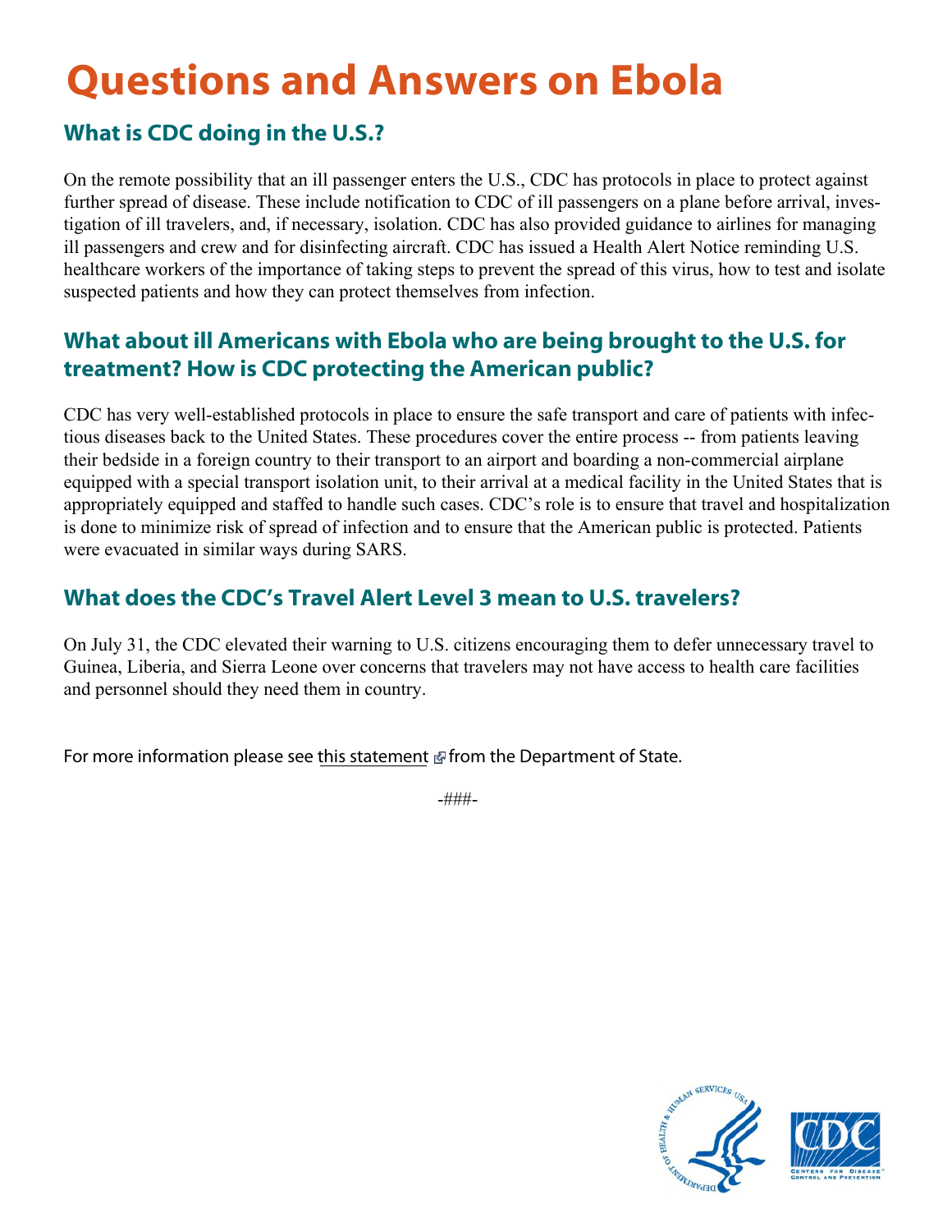# Questions and Answers on Ebola

## What is CDC doing in the U.S.?

On the remote possibility that an ill passenger enters the U.S., CDC has protocols in place to protect against further spread of disease. These include notification to CDC of ill passengers on a plane before arrival, investigation of ill travelers, and, if necessary, isolation. CDC has also provided guidance to airlines for managing ill passengers and crew and for disinfecting aircraft. CDC has issued a Health Alert Notice reminding U.S. healthcare workers of the importance of taking steps to prevent the spread of this virus, how to test and isolate suspected patients and how they can protect themselves from infection.

## What about ill Americans with Ebola who are being brought to the U.S. for treatment? How is CDC protecting the American public?

CDC has very well-established protocols in place to ensure the safe transport and care of patients with infectious diseases back to the United States. These procedures cover the entire process -- from patients leaving their bedside in a foreign country to their transport to an airport and boarding a non-commercial airplane equipped with a special transport isolation unit, to their arrival at a medical facility in the United States that is appropriately equipped and staffed to handle such cases. CDC's role is to ensure that travel and hospitalization is done to minimize risk of spread of infection and to ensure that the American public is protected. Patients were evacuated in similar ways during SARS.

## What does the CDC's Travel Alert Level 3 mean to U.S. travelers?

On July 31, the CDC elevated their warning to U.S. citizens encouraging them to defer unnecessary travel to Guinea, Liberia, and Sierra Leone over concerns that travelers may not have access to health care facilities and personnel should they need them in country.

For more information please see this statement from the Department of State.

-###-